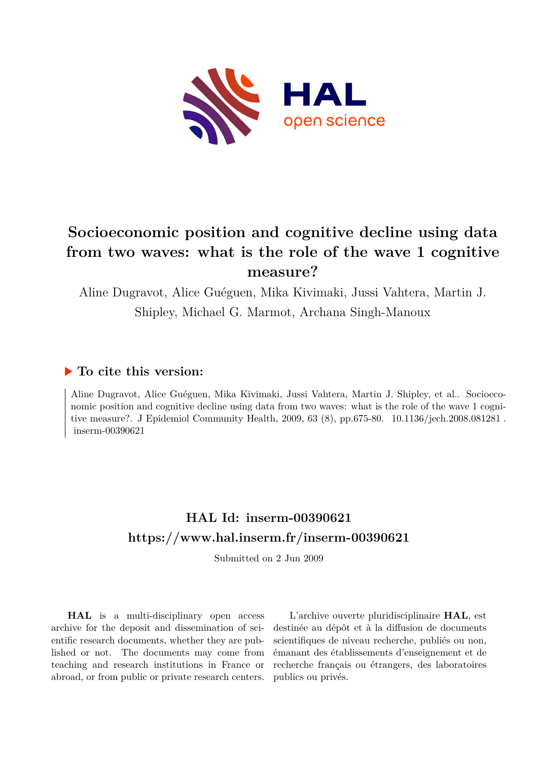# Socioeconomic position and cognitive decline using data from two waves: what is the role of the wave 1 cognitive measure?

Aline Dugravot, Alice Guéguen, Mika Kivimaki, Jussi Vahtera, Martin J. Shipley, Michael G. Marmot, Archana Singh-Manoux

## ▶ To cite this version:

Aline Dugravot, Alice Guéguen, Mika Kivimaki, Jussi Vahtera, Martin J. Shipley, et al.. Socioeconomic position and cognitive decline using data from two waves: what is the role of the wave 1 cognitive measure?. J Epidemiol Community Health, 2009, 63 (8), pp.675-80. 10.1136/jech.2008.081281 . inserm-00390621

## HAL Id: inserm-00390621
## https://www.hal.inserm.fr/inserm-00390621

Submitted on 2 Jun 2009

**HAL** is a multi-disciplinary open access archive for the deposit and dissemination of scientific research documents, whether they are published or not. The documents may come from teaching and research institutions in France or abroad, or from public or private research centers.

L'archive ouverte pluridisciplinaire **HAL**, est destinée au dépôt et à la diffusion de documents scientifiques de niveau recherche, publiés ou non, émanant des établissements d'enseignement et de recherche français ou étrangers, des laboratoires publics ou privés.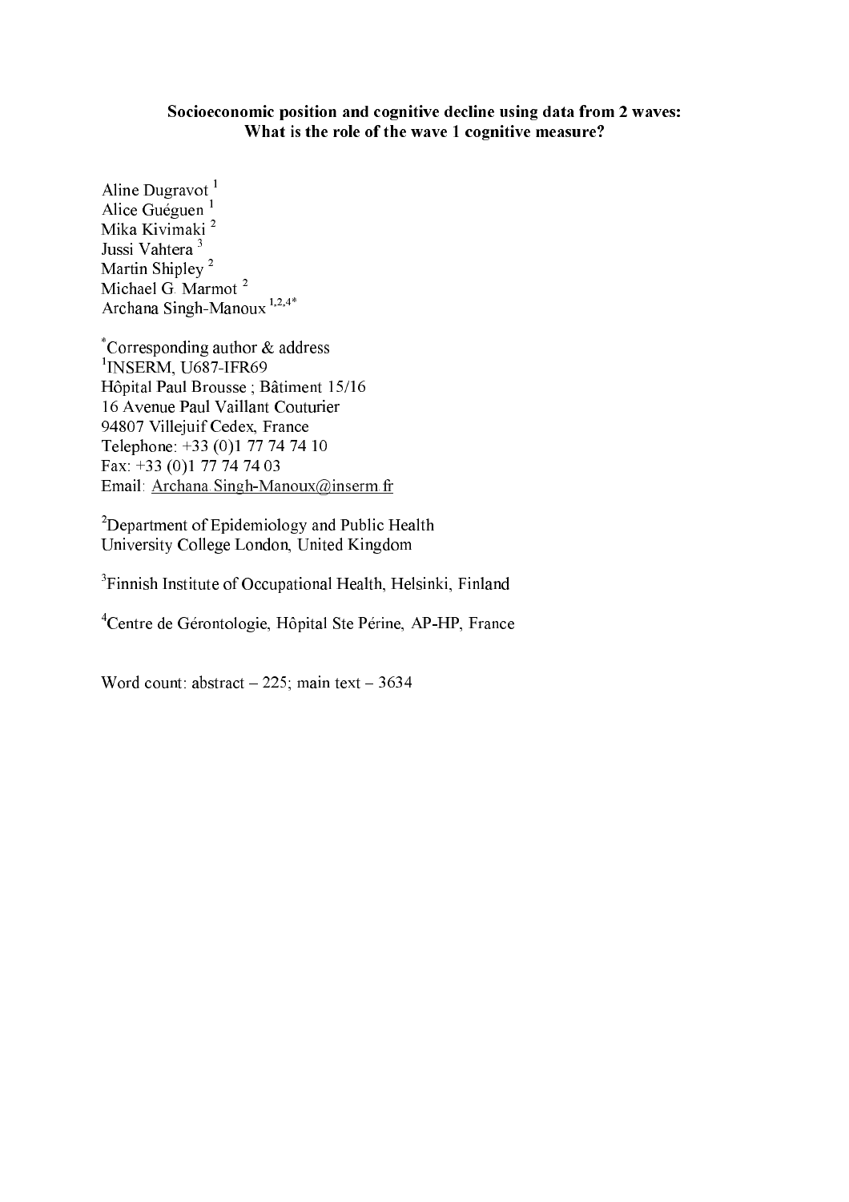**Socioeconomic position and cognitive decline using data from 2 waves: What is the role of the wave 1 cognitive measure?**

Aline Dugravot [1]
Alice Guéguen [1]
Mika Kivimaki [2]
Jussi Vahtera [3]
Martin Shipley [2]
Michael G. Marmot [2]
Archana Singh-Manoux [1,2,4*]

[*]Corresponding author & address
[1]INSERM, U687-IFR69
Hôpital Paul Brousse ; Bâtiment 15/16
16 Avenue Paul Vaillant Couturier
94807 Villejuif Cedex, France
Telephone: +33 (0)1 77 74 74 10
Fax: +33 (0)1 77 74 74 03
Email: Archana.Singh-Manoux@inserm.fr

[2]Department of Epidemiology and Public Health
University College London, United Kingdom

[3]Finnish Institute of Occupational Health, Helsinki, Finland

[4]Centre de Gérontologie, Hôpital Ste Périne, AP-HP, France

Word count: abstract – 225; main text – 3634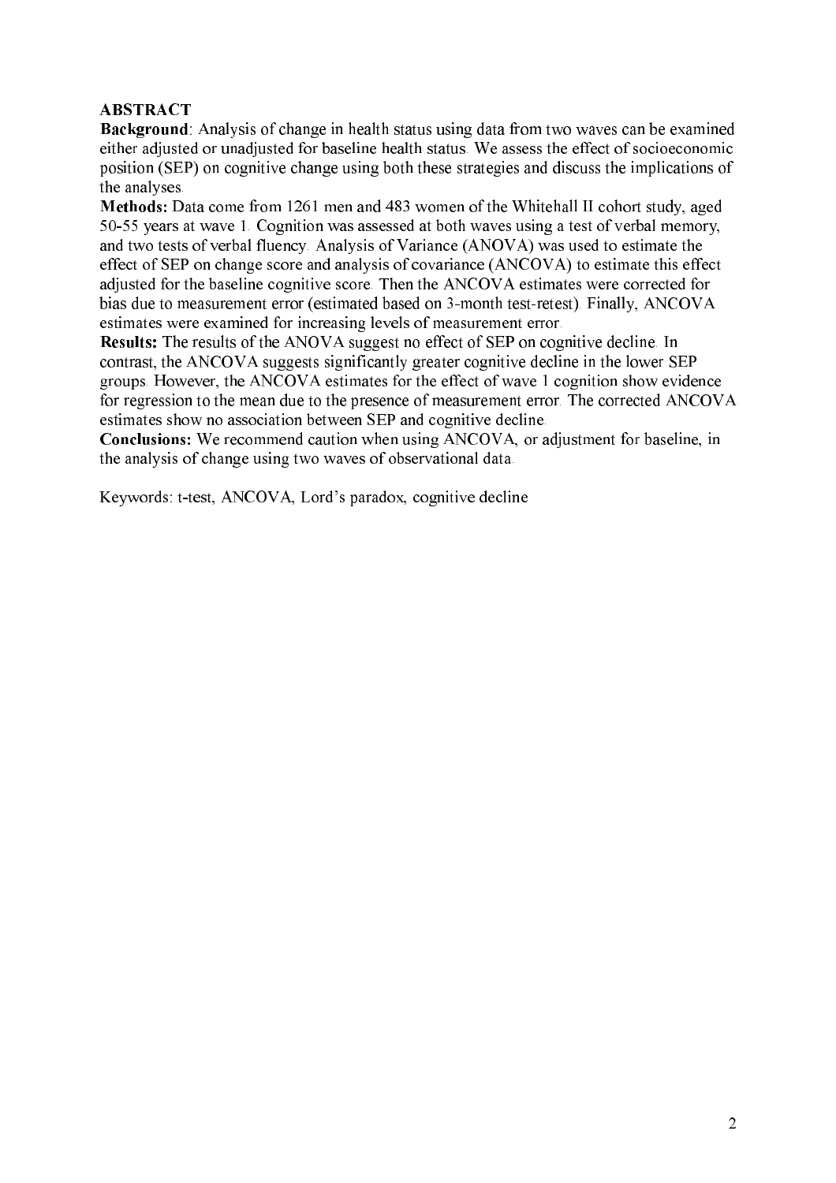## ABSTRACT

**Background**: Analysis of change in health status using data from two waves can be examined either adjusted or unadjusted for baseline health status. We assess the effect of socioeconomic position (SEP) on cognitive change using both these strategies and discuss the implications of the analyses.

**Methods:** Data come from 1261 men and 483 women of the Whitehall II cohort study, aged 50-55 years at wave 1. Cognition was assessed at both waves using a test of verbal memory, and two tests of verbal fluency. Analysis of Variance (ANOVA) was used to estimate the effect of SEP on change score and analysis of covariance (ANCOVA) to estimate this effect adjusted for the baseline cognitive score. Then the ANCOVA estimates were corrected for bias due to measurement error (estimated based on 3-month test-retest). Finally, ANCOVA estimates were examined for increasing levels of measurement error.

**Results:** The results of the ANOVA suggest no effect of SEP on cognitive decline. In contrast, the ANCOVA suggests significantly greater cognitive decline in the lower SEP groups. However, the ANCOVA estimates for the effect of wave 1 cognition show evidence for regression to the mean due to the presence of measurement error. The corrected ANCOVA estimates show no association between SEP and cognitive decline.

**Conclusions:** We recommend caution when using ANCOVA, or adjustment for baseline, in the analysis of change using two waves of observational data.

Keywords: t-test, ANCOVA, Lord's paradox, cognitive decline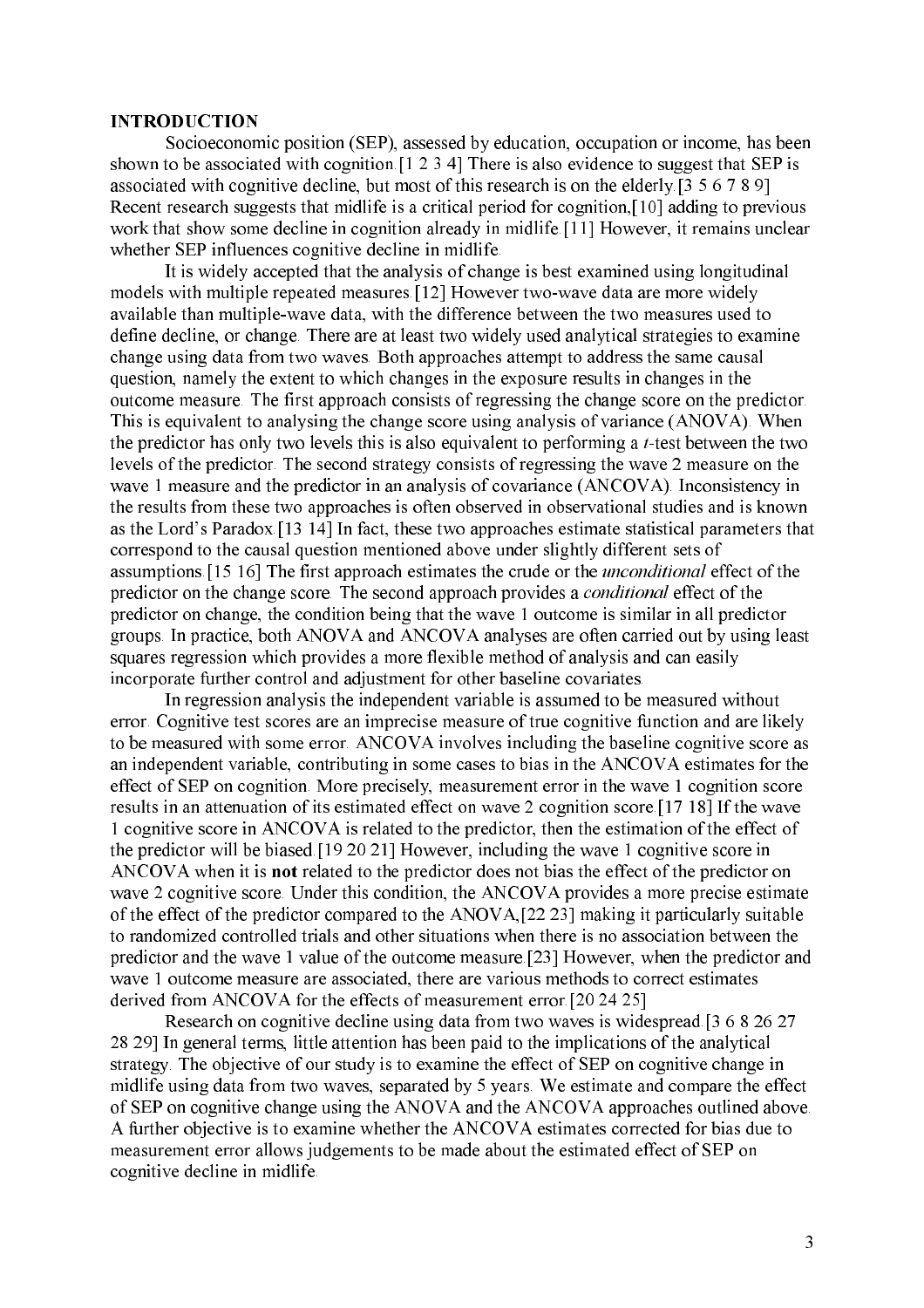## INTRODUCTION

Socioeconomic position (SEP), assessed by education, occupation or income, has been shown to be associated with cognition.[1 2 3 4] There is also evidence to suggest that SEP is associated with cognitive decline, but most of this research is on the elderly.[3 5 6 7 8 9] Recent research suggests that midlife is a critical period for cognition,[10] adding to previous work that show some decline in cognition already in midlife.[11] However, it remains unclear whether SEP influences cognitive decline in midlife.

It is widely accepted that the analysis of change is best examined using longitudinal models with multiple repeated measures.[12] However two-wave data are more widely available than multiple-wave data, with the difference between the two measures used to define decline, or change. There are at least two widely used analytical strategies to examine change using data from two waves. Both approaches attempt to address the same causal question, namely the extent to which changes in the exposure results in changes in the outcome measure. The first approach consists of regressing the change score on the predictor. This is equivalent to analysing the change score using analysis of variance (ANOVA). When the predictor has only two levels this is also equivalent to performing a *t*-test between the two levels of the predictor. The second strategy consists of regressing the wave 2 measure on the wave 1 measure and the predictor in an analysis of covariance (ANCOVA). Inconsistency in the results from these two approaches is often observed in observational studies and is known as the Lord's Paradox.[13 14] In fact, these two approaches estimate statistical parameters that correspond to the causal question mentioned above under slightly different sets of assumptions.[15 16] The first approach estimates the crude or the *unconditional* effect of the predictor on the change score. The second approach provides a *conditional* effect of the predictor on change, the condition being that the wave 1 outcome is similar in all predictor groups. In practice, both ANOVA and ANCOVA analyses are often carried out by using least squares regression which provides a more flexible method of analysis and can easily incorporate further control and adjustment for other baseline covariates.

In regression analysis the independent variable is assumed to be measured without error. Cognitive test scores are an imprecise measure of true cognitive function and are likely to be measured with some error. ANCOVA involves including the baseline cognitive score as an independent variable, contributing in some cases to bias in the ANCOVA estimates for the effect of SEP on cognition. More precisely, measurement error in the wave 1 cognition score results in an attenuation of its estimated effect on wave 2 cognition score.[17 18] If the wave 1 cognitive score in ANCOVA is related to the predictor, then the estimation of the effect of the predictor will be biased.[19 20 21] However, including the wave 1 cognitive score in ANCOVA when it is **not** related to the predictor does not bias the effect of the predictor on wave 2 cognitive score. Under this condition, the ANCOVA provides a more precise estimate of the effect of the predictor compared to the ANOVA,[22 23] making it particularly suitable to randomized controlled trials and other situations when there is no association between the predictor and the wave 1 value of the outcome measure.[23] However, when the predictor and wave 1 outcome measure are associated, there are various methods to correct estimates derived from ANCOVA for the effects of measurement error.[20 24 25]

Research on cognitive decline using data from two waves is widespread.[3 6 8 26 27 28 29] In general terms, little attention has been paid to the implications of the analytical strategy. The objective of our study is to examine the effect of SEP on cognitive change in midlife using data from two waves, separated by 5 years. We estimate and compare the effect of SEP on cognitive change using the ANOVA and the ANCOVA approaches outlined above. A further objective is to examine whether the ANCOVA estimates corrected for bias due to measurement error allows judgements to be made about the estimated effect of SEP on cognitive decline in midlife.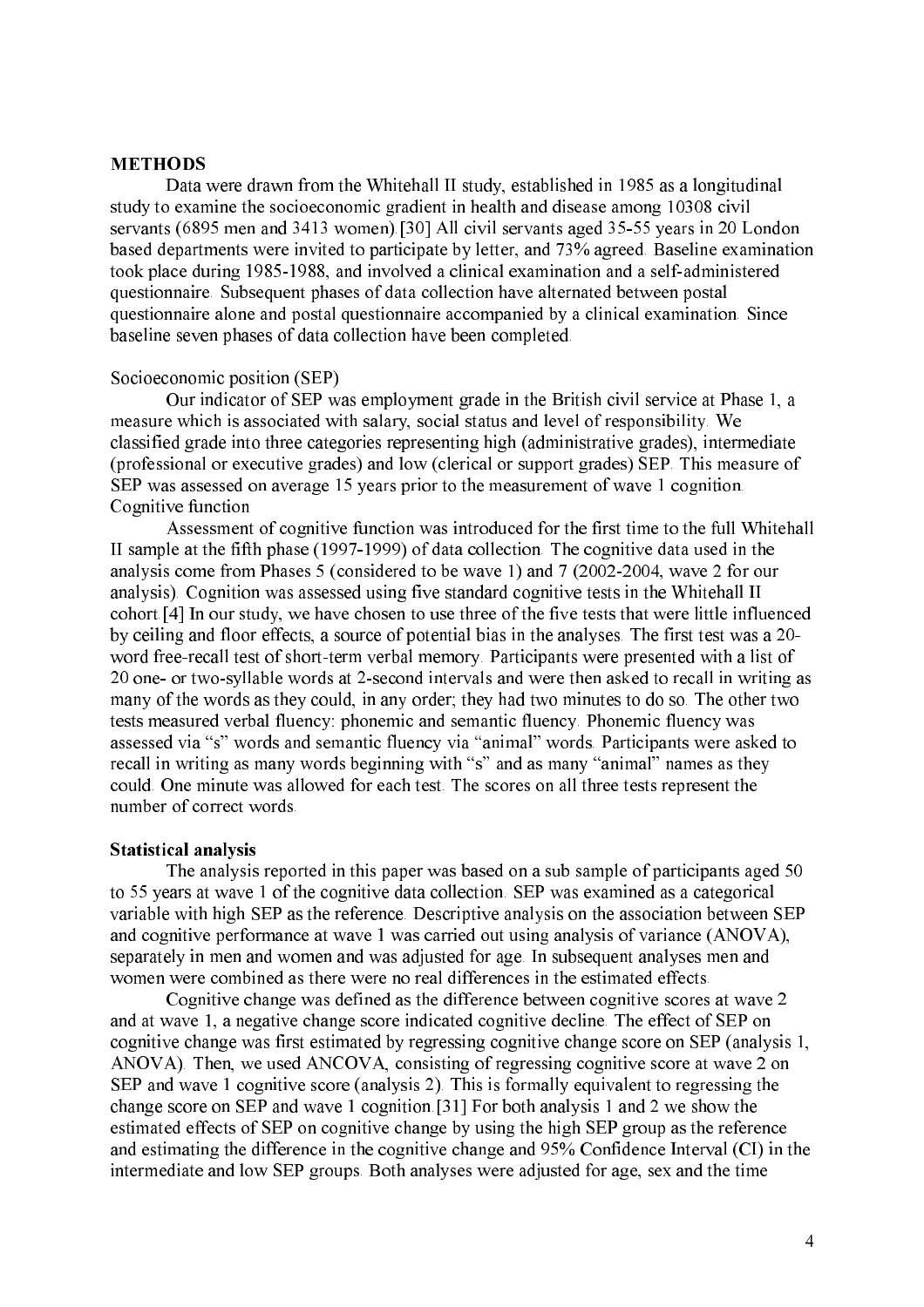## METHODS

Data were drawn from the Whitehall II study, established in 1985 as a longitudinal study to examine the socioeconomic gradient in health and disease among 10308 civil servants (6895 men and 3413 women).[30] All civil servants aged 35-55 years in 20 London based departments were invited to participate by letter, and 73% agreed. Baseline examination took place during 1985-1988, and involved a clinical examination and a self-administered questionnaire. Subsequent phases of data collection have alternated between postal questionnaire alone and postal questionnaire accompanied by a clinical examination. Since baseline seven phases of data collection have been completed.

Socioeconomic position (SEP)

Our indicator of SEP was employment grade in the British civil service at Phase 1, a measure which is associated with salary, social status and level of responsibility. We classified grade into three categories representing high (administrative grades), intermediate (professional or executive grades) and low (clerical or support grades) SEP. This measure of SEP was assessed on average 15 years prior to the measurement of wave 1 cognition.

Cognitive function

Assessment of cognitive function was introduced for the first time to the full Whitehall II sample at the fifth phase (1997-1999) of data collection. The cognitive data used in the analysis come from Phases 5 (considered to be wave 1) and 7 (2002-2004, wave 2 for our analysis). Cognition was assessed using five standard cognitive tests in the Whitehall II cohort.[4] In our study, we have chosen to use three of the five tests that were little influenced by ceiling and floor effects, a source of potential bias in the analyses. The first test was a 20-word free-recall test of short-term verbal memory. Participants were presented with a list of 20 one- or two-syllable words at 2-second intervals and were then asked to recall in writing as many of the words as they could, in any order; they had two minutes to do so. The other two tests measured verbal fluency: phonemic and semantic fluency. Phonemic fluency was assessed via "s" words and semantic fluency via "animal" words. Participants were asked to recall in writing as many words beginning with "s" and as many "animal" names as they could. One minute was allowed for each test. The scores on all three tests represent the number of correct words.

### Statistical analysis

The analysis reported in this paper was based on a sub sample of participants aged 50 to 55 years at wave 1 of the cognitive data collection. SEP was examined as a categorical variable with high SEP as the reference. Descriptive analysis on the association between SEP and cognitive performance at wave 1 was carried out using analysis of variance (ANOVA), separately in men and women and was adjusted for age. In subsequent analyses men and women were combined as there were no real differences in the estimated effects.

Cognitive change was defined as the difference between cognitive scores at wave 2 and at wave 1, a negative change score indicated cognitive decline. The effect of SEP on cognitive change was first estimated by regressing cognitive change score on SEP (analysis 1, ANOVA). Then, we used ANCOVA, consisting of regressing cognitive score at wave 2 on SEP and wave 1 cognitive score (analysis 2). This is formally equivalent to regressing the change score on SEP and wave 1 cognition.[31] For both analysis 1 and 2 we show the estimated effects of SEP on cognitive change by using the high SEP group as the reference and estimating the difference in the cognitive change and 95% Confidence Interval (CI) in the intermediate and low SEP groups. Both analyses were adjusted for age, sex and the time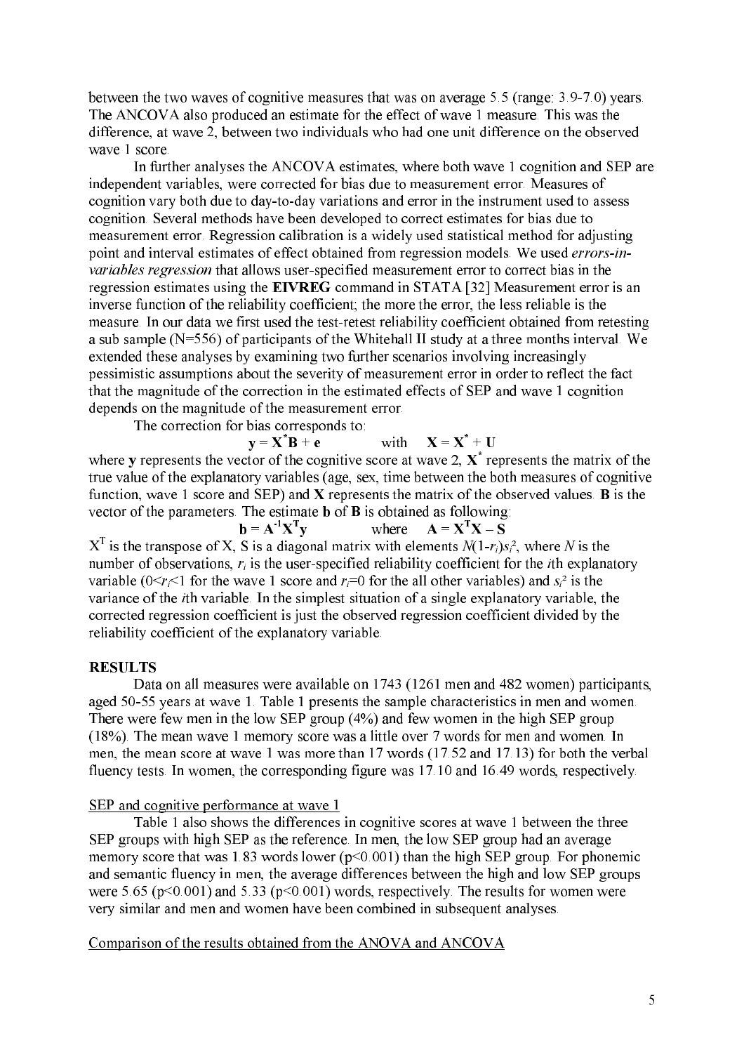between the two waves of cognitive measures that was on average 5.5 (range: 3.9-7.0) years. The ANCOVA also produced an estimate for the effect of wave 1 measure. This was the difference, at wave 2, between two individuals who had one unit difference on the observed wave 1 score.

In further analyses the ANCOVA estimates, where both wave 1 cognition and SEP are independent variables, were corrected for bias due to measurement error. Measures of cognition vary both due to day-to-day variations and error in the instrument used to assess cognition. Several methods have been developed to correct estimates for bias due to measurement error. Regression calibration is a widely used statistical method for adjusting point and interval estimates of effect obtained from regression models. We used *errors-in-variables regression* that allows user-specified measurement error to correct bias in the regression estimates using the **EIVREG** command in STATA.[32] Measurement error is an inverse function of the reliability coefficient; the more the error, the less reliable is the measure. In our data we first used the test-retest reliability coefficient obtained from retesting a sub sample (N=556) of participants of the Whitehall II study at a three months interval. We extended these analyses by examining two further scenarios involving increasingly pessimistic assumptions about the severity of measurement error in order to reflect the fact that the magnitude of the correction in the estimated effects of SEP and wave 1 cognition depends on the magnitude of the measurement error.

The correction for bias corresponds to:

$$\mathbf{y} = \mathbf{X}^*\mathbf{B} + \mathbf{e} \qquad \text{with} \qquad \mathbf{X} = \mathbf{X}^* + \mathbf{U}$$

where $\mathbf{y}$ represents the vector of the cognitive score at wave 2, $\mathbf{X}^*$ represents the matrix of the true value of the explanatory variables (age, sex, time between the both measures of cognitive function, wave 1 score and SEP) and $\mathbf{X}$ represents the matrix of the observed values. $\mathbf{B}$ is the vector of the parameters. The estimate $\mathbf{b}$ of $\mathbf{B}$ is obtained as following:

$$\mathbf{b} = \mathbf{A}^{-1}\mathbf{X}^T\mathbf{y} \qquad \text{where} \qquad \mathbf{A} = \mathbf{X}^T\mathbf{X} - \mathbf{S}$$

$X^T$ is the transpose of X, S is a diagonal matrix with elements $N(1\text{-}r_i)s_i^2$, where $N$ is the number of observations, $r_i$ is the user-specified reliability coefficient for the $i$th explanatory variable ($0<r_i<1$ for the wave 1 score and $r_i=0$ for the all other variables) and $s_i^2$ is the variance of the $i$th variable. In the simplest situation of a single explanatory variable, the corrected regression coefficient is just the observed regression coefficient divided by the reliability coefficient of the explanatory variable.

## RESULTS

Data on all measures were available on 1743 (1261 men and 482 women) participants, aged 50-55 years at wave 1. Table 1 presents the sample characteristics in men and women. There were few men in the low SEP group (4%) and few women in the high SEP group (18%). The mean wave 1 memory score was a little over 7 words for men and women. In men, the mean score at wave 1 was more than 17 words (17.52 and 17.13) for both the verbal fluency tests. In women, the corresponding figure was 17.10 and 16.49 words, respectively.

### SEP and cognitive performance at wave 1

Table 1 also shows the differences in cognitive scores at wave 1 between the three SEP groups with high SEP as the reference. In men, the low SEP group had an average memory score that was 1.83 words lower ($p<0.001$) than the high SEP group. For phonemic and semantic fluency in men, the average differences between the high and low SEP groups were 5.65 ($p<0.001$) and 5.33 ($p<0.001$) words, respectively. The results for women were very similar and men and women have been combined in subsequent analyses.

### Comparison of the results obtained from the ANOVA and ANCOVA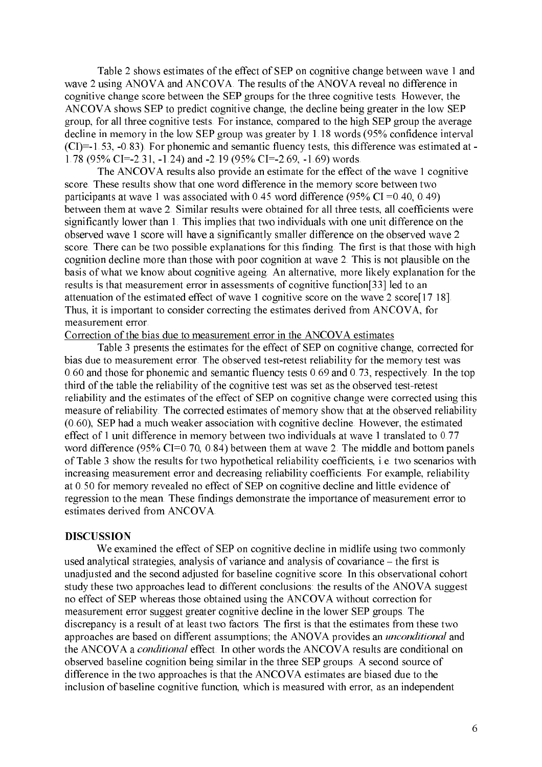Table 2 shows estimates of the effect of SEP on cognitive change between wave 1 and wave 2 using ANOVA and ANCOVA. The results of the ANOVA reveal no difference in cognitive change score between the SEP groups for the three cognitive tests. However, the ANCOVA shows SEP to predict cognitive change, the decline being greater in the low SEP group, for all three cognitive tests. For instance, compared to the high SEP group the average decline in memory in the low SEP group was greater by 1.18 words (95% confidence interval (CI)=-1.53, -0.83). For phonemic and semantic fluency tests, this difference was estimated at -1.78 (95% CI=-2.31, -1.24) and -2.19 (95% CI=-2.69, -1.69) words.

The ANCOVA results also provide an estimate for the effect of the wave 1 cognitive score. These results show that one word difference in the memory score between two participants at wave 1 was associated with 0.45 word difference (95% CI =0.40, 0.49) between them at wave 2. Similar results were obtained for all three tests, all coefficients were significantly lower than 1. This implies that two individuals with one unit difference on the observed wave 1 score will have a significantly smaller difference on the observed wave 2 score. There can be two possible explanations for this finding. The first is that those with high cognition decline more than those with poor cognition at wave 2. This is not plausible on the basis of what we know about cognitive ageing. An alternative, more likely explanation for the results is that measurement error in assessments of cognitive function[33] led to an attenuation of the estimated effect of wave 1 cognitive score on the wave 2 score[17 18]. Thus, it is important to consider correcting the estimates derived from ANCOVA, for measurement error.

<u>Correction of the bias due to measurement error in the ANCOVA estimates</u>

Table 3 presents the estimates for the effect of SEP on cognitive change, corrected for bias due to measurement error. The observed test-retest reliability for the memory test was 0.60 and those for phonemic and semantic fluency tests 0.69 and 0.73, respectively. In the top third of the table the reliability of the cognitive test was set as the observed test-retest reliability and the estimates of the effect of SEP on cognitive change were corrected using this measure of reliability. The corrected estimates of memory show that at the observed reliability (0.60), SEP had a much weaker association with cognitive decline. However, the estimated effect of 1 unit difference in memory between two individuals at wave 1 translated to 0.77 word difference (95% CI=0.70, 0.84) between them at wave 2. The middle and bottom panels of Table 3 show the results for two hypothetical reliability coefficients, i.e. two scenarios with increasing measurement error and decreasing reliability coefficients. For example, reliability at 0.50 for memory revealed no effect of SEP on cognitive decline and little evidence of regression to the mean. These findings demonstrate the importance of measurement error to estimates derived from ANCOVA.

## DISCUSSION

We examined the effect of SEP on cognitive decline in midlife using two commonly used analytical strategies, analysis of variance and analysis of covariance – the first is unadjusted and the second adjusted for baseline cognitive score. In this observational cohort study these two approaches lead to different conclusions: the results of the ANOVA suggest no effect of SEP whereas those obtained using the ANCOVA without correction for measurement error suggest greater cognitive decline in the lower SEP groups. The discrepancy is a result of at least two factors. The first is that the estimates from these two approaches are based on different assumptions; the ANOVA provides an *unconditional* and the ANCOVA a *conditional* effect. In other words the ANCOVA results are conditional on observed baseline cognition being similar in the three SEP groups. A second source of difference in the two approaches is that the ANCOVA estimates are biased due to the inclusion of baseline cognitive function, which is measured with error, as an independent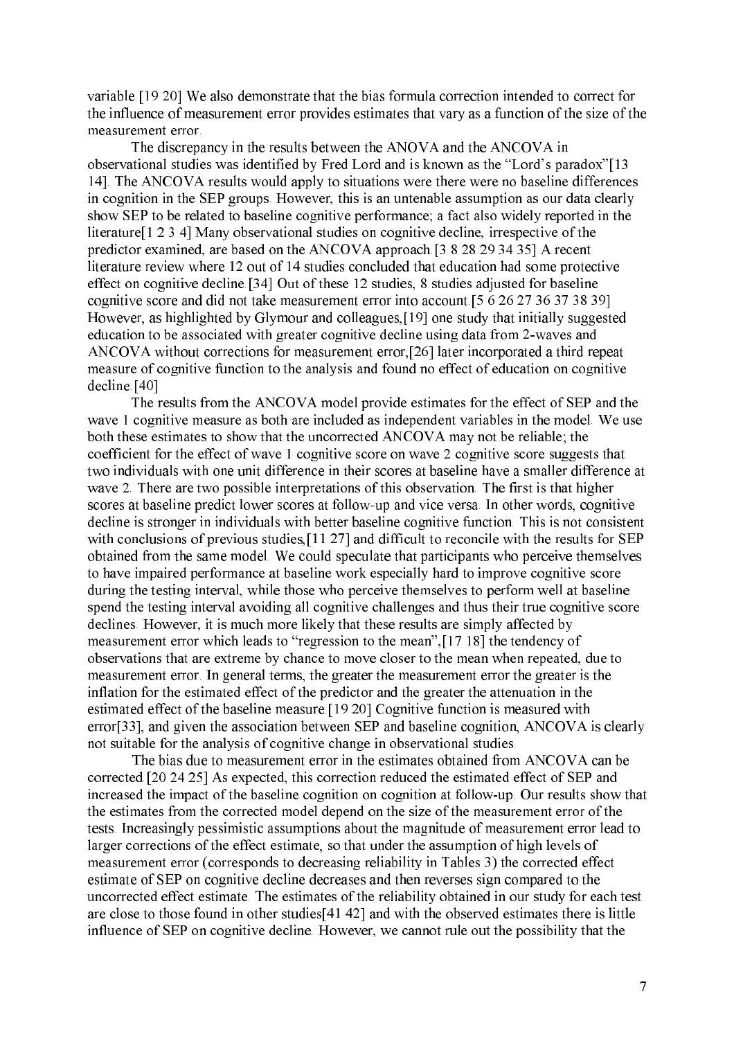variable.[19 20] We also demonstrate that the bias formula correction intended to correct for the influence of measurement error provides estimates that vary as a function of the size of the measurement error.

The discrepancy in the results between the ANOVA and the ANCOVA in observational studies was identified by Fred Lord and is known as the "Lord's paradox"[13 14]. The ANCOVA results would apply to situations were there were no baseline differences in cognition in the SEP groups. However, this is an untenable assumption as our data clearly show SEP to be related to baseline cognitive performance; a fact also widely reported in the literature[1 2 3 4] Many observational studies on cognitive decline, irrespective of the predictor examined, are based on the ANCOVA approach.[3 8 28 29 34 35] A recent literature review where 12 out of 14 studies concluded that education had some protective effect on cognitive decline.[34] Out of these 12 studies, 8 studies adjusted for baseline cognitive score and did not take measurement error into account.[5 6 26 27 36 37 38 39] However, as highlighted by Glymour and colleagues,[19] one study that initially suggested education to be associated with greater cognitive decline using data from 2-waves and ANCOVA without corrections for measurement error,[26] later incorporated a third repeat measure of cognitive function to the analysis and found no effect of education on cognitive decline.[40]

The results from the ANCOVA model provide estimates for the effect of SEP and the wave 1 cognitive measure as both are included as independent variables in the model. We use both these estimates to show that the uncorrected ANCOVA may not be reliable; the coefficient for the effect of wave 1 cognitive score on wave 2 cognitive score suggests that two individuals with one unit difference in their scores at baseline have a smaller difference at wave 2. There are two possible interpretations of this observation. The first is that higher scores at baseline predict lower scores at follow-up and vice versa. In other words, cognitive decline is stronger in individuals with better baseline cognitive function. This is not consistent with conclusions of previous studies,[11 27] and difficult to reconcile with the results for SEP obtained from the same model. We could speculate that participants who perceive themselves to have impaired performance at baseline work especially hard to improve cognitive score during the testing interval, while those who perceive themselves to perform well at baseline spend the testing interval avoiding all cognitive challenges and thus their true cognitive score declines. However, it is much more likely that these results are simply affected by measurement error which leads to "regression to the mean",[17 18] the tendency of observations that are extreme by chance to move closer to the mean when repeated, due to measurement error. In general terms, the greater the measurement error the greater is the inflation for the estimated effect of the predictor and the greater the attenuation in the estimated effect of the baseline measure.[19 20] Cognitive function is measured with error[33], and given the association between SEP and baseline cognition, ANCOVA is clearly not suitable for the analysis of cognitive change in observational studies.

The bias due to measurement error in the estimates obtained from ANCOVA can be corrected.[20 24 25] As expected, this correction reduced the estimated effect of SEP and increased the impact of the baseline cognition on cognition at follow-up. Our results show that the estimates from the corrected model depend on the size of the measurement error of the tests. Increasingly pessimistic assumptions about the magnitude of measurement error lead to larger corrections of the effect estimate, so that under the assumption of high levels of measurement error (corresponds to decreasing reliability in Tables 3) the corrected effect estimate of SEP on cognitive decline decreases and then reverses sign compared to the uncorrected effect estimate. The estimates of the reliability obtained in our study for each test are close to those found in other studies[41 42] and with the observed estimates there is little influence of SEP on cognitive decline. However, we cannot rule out the possibility that the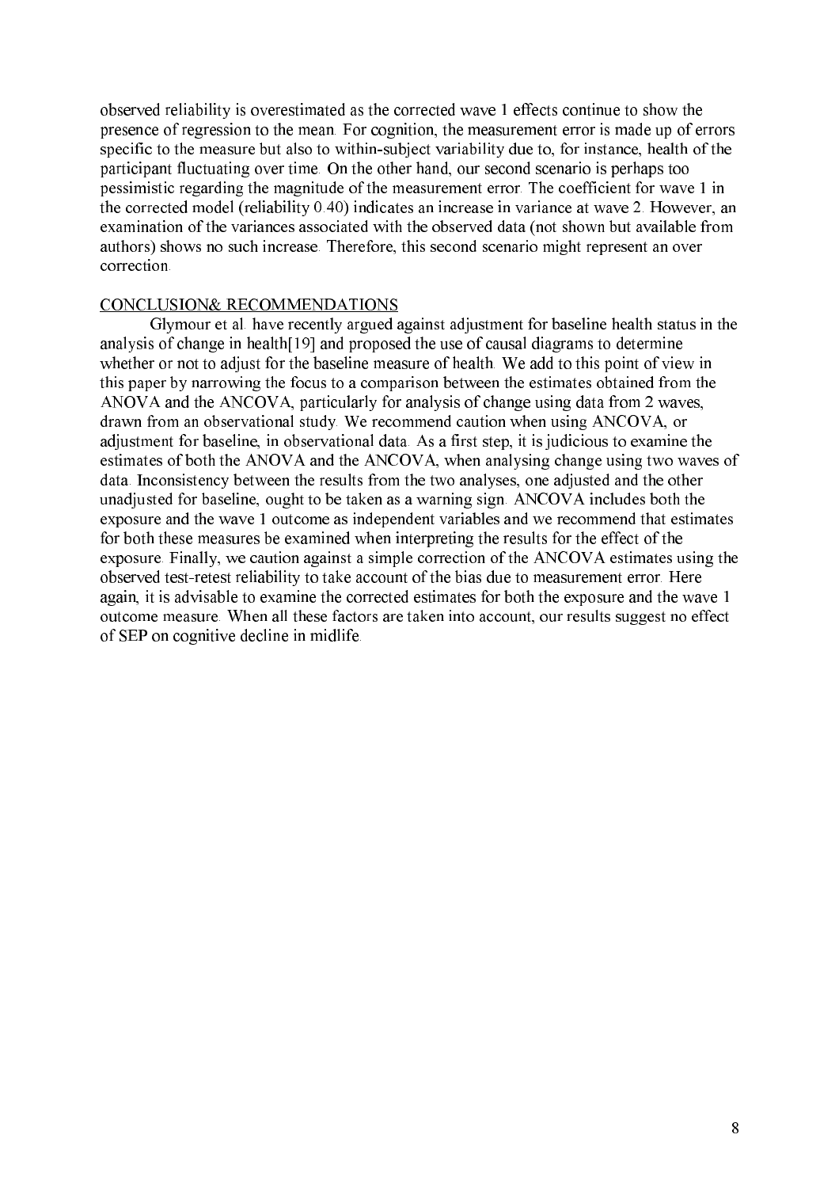observed reliability is overestimated as the corrected wave 1 effects continue to show the presence of regression to the mean. For cognition, the measurement error is made up of errors specific to the measure but also to within-subject variability due to, for instance, health of the participant fluctuating over time. On the other hand, our second scenario is perhaps too pessimistic regarding the magnitude of the measurement error. The coefficient for wave 1 in the corrected model (reliability 0.40) indicates an increase in variance at wave 2. However, an examination of the variances associated with the observed data (not shown but available from authors) shows no such increase. Therefore, this second scenario might represent an over correction.

## CONCLUSION& RECOMMENDATIONS

Glymour et al. have recently argued against adjustment for baseline health status in the analysis of change in health[19] and proposed the use of causal diagrams to determine whether or not to adjust for the baseline measure of health. We add to this point of view in this paper by narrowing the focus to a comparison between the estimates obtained from the ANOVA and the ANCOVA, particularly for analysis of change using data from 2 waves, drawn from an observational study. We recommend caution when using ANCOVA, or adjustment for baseline, in observational data. As a first step, it is judicious to examine the estimates of both the ANOVA and the ANCOVA, when analysing change using two waves of data. Inconsistency between the results from the two analyses, one adjusted and the other unadjusted for baseline, ought to be taken as a warning sign. ANCOVA includes both the exposure and the wave 1 outcome as independent variables and we recommend that estimates for both these measures be examined when interpreting the results for the effect of the exposure. Finally, we caution against a simple correction of the ANCOVA estimates using the observed test-retest reliability to take account of the bias due to measurement error. Here again, it is advisable to examine the corrected estimates for both the exposure and the wave 1 outcome measure. When all these factors are taken into account, our results suggest no effect of SEP on cognitive decline in midlife.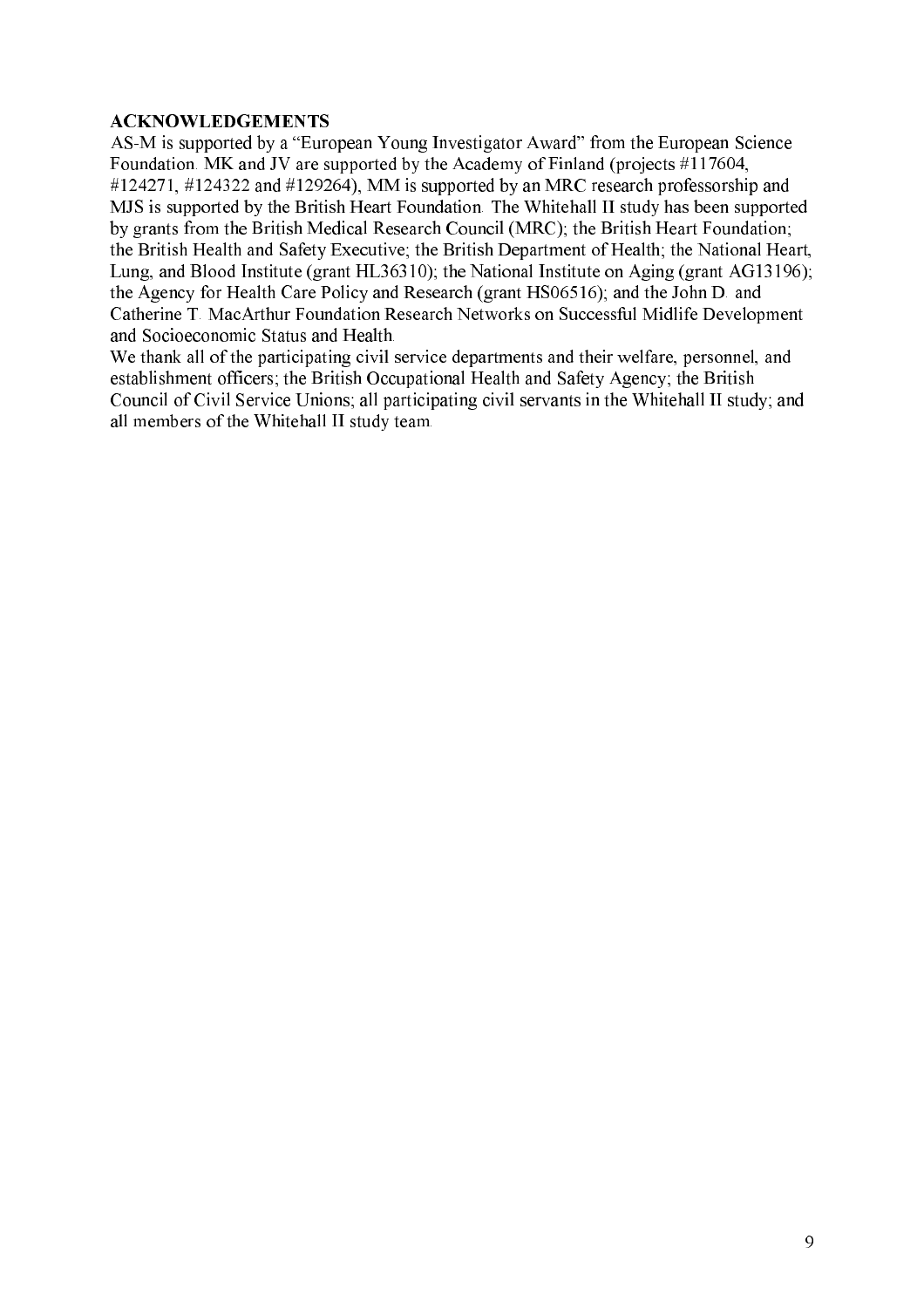**ACKNOWLEDGEMENTS**

AS-M is supported by a "European Young Investigator Award" from the European Science Foundation. MK and JV are supported by the Academy of Finland (projects #117604, #124271, #124322 and #129264), MM is supported by an MRC research professorship and MJS is supported by the British Heart Foundation. The Whitehall II study has been supported by grants from the British Medical Research Council (MRC); the British Heart Foundation; the British Health and Safety Executive; the British Department of Health; the National Heart, Lung, and Blood Institute (grant HL36310); the National Institute on Aging (grant AG13196); the Agency for Health Care Policy and Research (grant HS06516); and the John D. and Catherine T. MacArthur Foundation Research Networks on Successful Midlife Development and Socioeconomic Status and Health.

We thank all of the participating civil service departments and their welfare, personnel, and establishment officers; the British Occupational Health and Safety Agency; the British Council of Civil Service Unions; all participating civil servants in the Whitehall II study; and all members of the Whitehall II study team.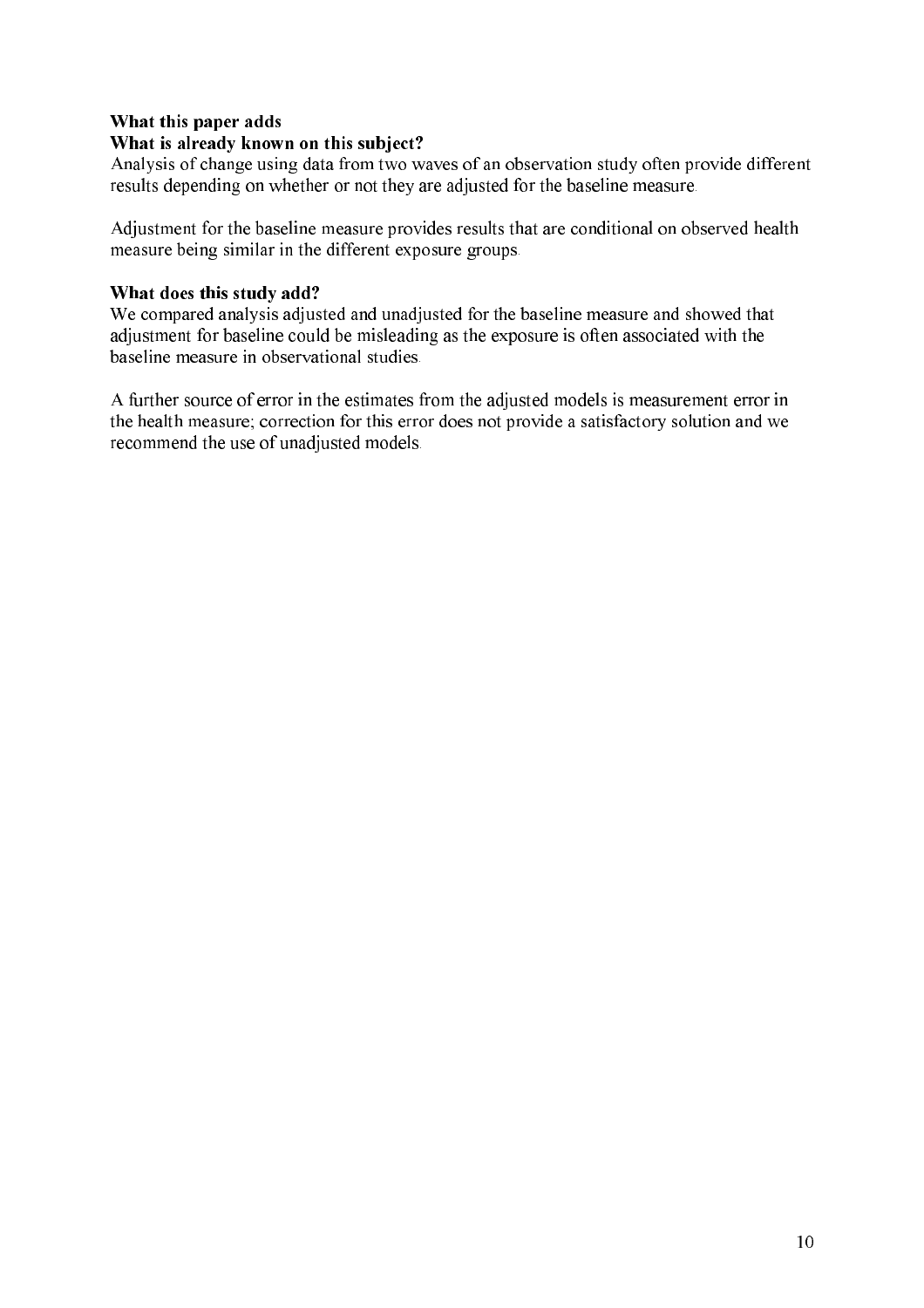**What this paper adds**

**What is already known on this subject?**

Analysis of change using data from two waves of an observation study often provide different results depending on whether or not they are adjusted for the baseline measure.

Adjustment for the baseline measure provides results that are conditional on observed health measure being similar in the different exposure groups.

**What does this study add?**

We compared analysis adjusted and unadjusted for the baseline measure and showed that adjustment for baseline could be misleading as the exposure is often associated with the baseline measure in observational studies.

A further source of error in the estimates from the adjusted models is measurement error in the health measure; correction for this error does not provide a satisfactory solution and we recommend the use of unadjusted models.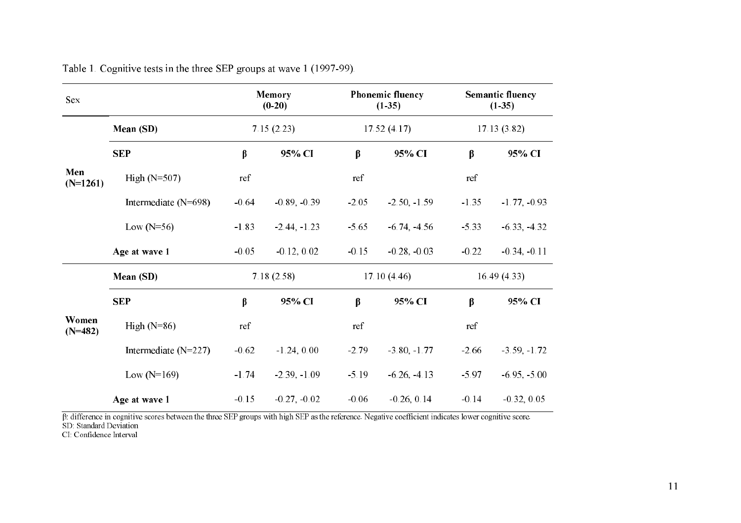Table 1. Cognitive tests in the three SEP groups at wave 1 (1997-99).

| Sex | | Memory (0-20) | | Phonemic fluency (1-35) | | Semantic fluency (1-35) | |
|---|---|---|---|---|---|---|---|
| **Men (N=1261)** | **Mean (SD)** | 7.15 (2.23) | | 17.52 (4.17) | | 17.13 (3.82) | |
| | **SEP** | **β** | **95% CI** | **β** | **95% CI** | **β** | **95% CI** |
| | High (N=507) | ref | | ref | | ref | |
| | Intermediate (N=698) | -0.64 | -0.89, -0.39 | -2.05 | -2.50, -1.59 | -1.35 | -1.77, -0.93 |
| | Low (N=56) | -1.83 | -2.44, -1.23 | -5.65 | -6.74, -4.56 | -5.33 | -6.33, -4.32 |
| | **Age at wave 1** | -0.05 | -0.12, 0.02 | -0.15 | -0.28, -0.03 | -0.22 | -0.34, -0.11 |
| **Women (N=482)** | **Mean (SD)** | 7.18 (2.58) | | 17.10 (4.46) | | 16.49 (4.33) | |
| | **SEP** | **β** | **95% CI** | **β** | **95% CI** | **β** | **95% CI** |
| | High (N=86) | ref | | ref | | ref | |
| | Intermediate (N=227) | -0.62 | -1.24, 0.00 | -2.79 | -3.80, -1.77 | -2.66 | -3.59, -1.72 |
| | Low (N=169) | -1.74 | -2.39, -1.09 | -5.19 | -6.26, -4.13 | -5.97 | -6.95, -5.00 |
| | **Age at wave 1** | -0.15 | -0.27, -0.02 | -0.06 | -0.26, 0.14 | -0.14 | -0.32, 0.05 |

β: difference in cognitive scores between the three SEP groups with high SEP as the reference. Negative coefficient indicates lower cognitive score.
SD: Standard Deviation
CI: Confidence Interval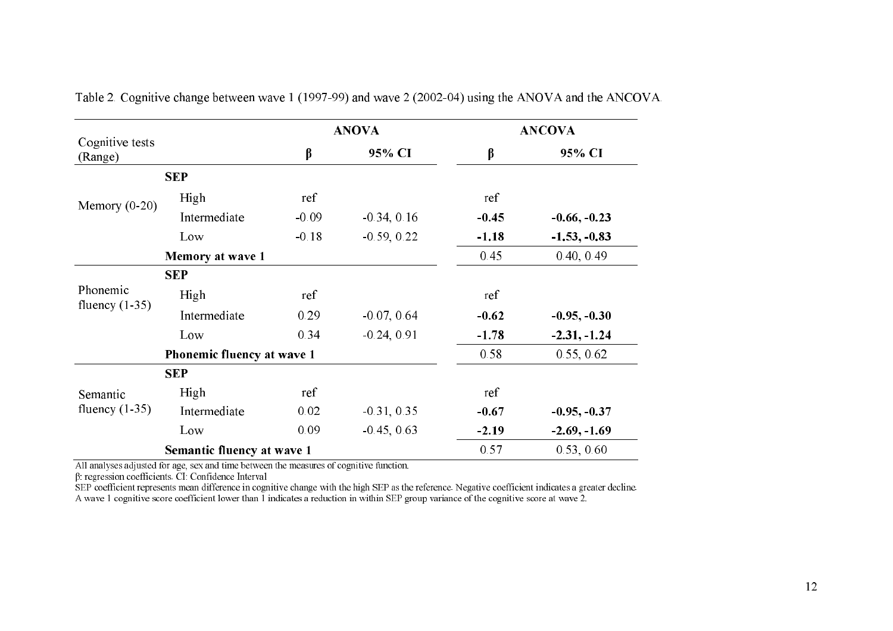Table 2. Cognitive change between wave 1 (1997-99) and wave 2 (2002-04) using the ANOVA and the ANCOVA.

| Cognitive tests (Range) | | ANOVA | | ANCOVA | |
|---|---|---|---|---|---|
| | | β | 95% CI | β | 95% CI |
| Memory (0-20) | **SEP** | | | | |
| | High | ref | | ref | |
| | Intermediate | -0.09 | -0.34, 0.16 | **-0.45** | **-0.66, -0.23** |
| | Low | -0.18 | -0.59, 0.22 | **-1.18** | **-1.53, -0.83** |
| | **Memory at wave 1** | | | 0.45 | 0.40, 0.49 |
| Phonemic fluency (1-35) | **SEP** | | | | |
| | High | ref | | ref | |
| | Intermediate | 0.29 | -0.07, 0.64 | **-0.62** | **-0.95, -0.30** |
| | Low | 0.34 | -0.24, 0.91 | **-1.78** | **-2.31, -1.24** |
| | **Phonemic fluency at wave 1** | | | 0.58 | 0.55, 0.62 |
| Semantic fluency (1-35) | **SEP** | | | | |
| | High | ref | | ref | |
| | Intermediate | 0.02 | -0.31, 0.35 | **-0.67** | **-0.95, -0.37** |
| | Low | 0.09 | -0.45, 0.63 | **-2.19** | **-2.69, -1.69** |
| | **Semantic fluency at wave 1** | | | 0.57 | 0.53, 0.60 |

All analyses adjusted for age, sex and time between the measures of cognitive function.

β: regression coefficients. CI: Confidence Interval

SEP coefficient represents mean difference in cognitive change with the high SEP as the reference. Negative coefficient indicates a greater decline.

A wave 1 cognitive score coefficient lower than 1 indicates a reduction in within SEP group variance of the cognitive score at wave 2.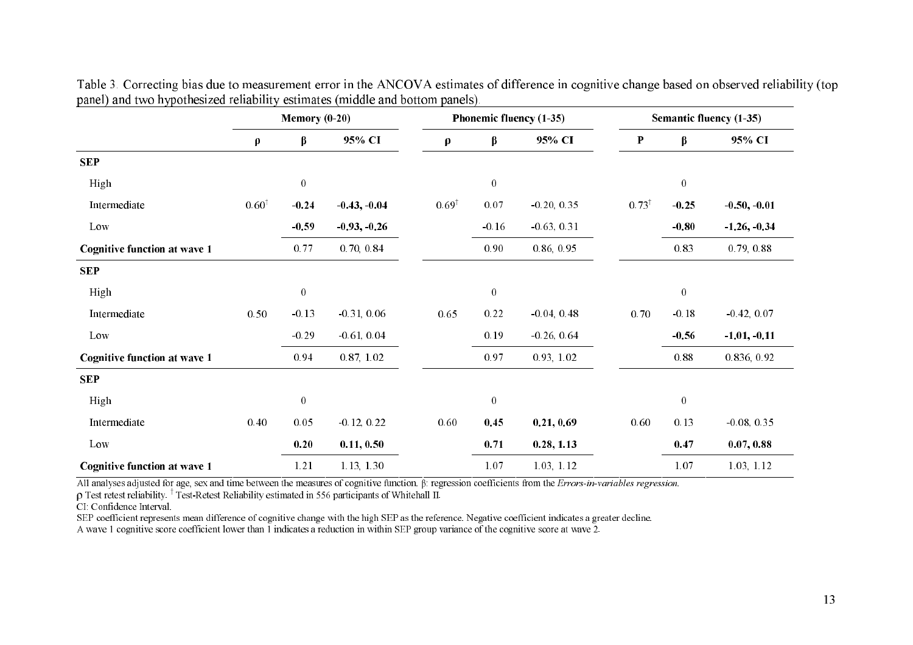Table 3. Correcting bias due to measurement error in the ANCOVA estimates of difference in cognitive change based on observed reliability (top panel) and two hypothesized reliability estimates (middle and bottom panels).

| | Memory (0-20) | | | Phonemic fluency (1-35) | | | Semantic fluency (1-35) | | |
|---|---|---|---|---|---|---|---|---|---|
| | **ρ** | **β** | **95% CI** | **ρ** | **β** | **95% CI** | **P** | **β** | **95% CI** |
| **SEP** | | | | | | | | | |
| High | | 0 | | | 0 | | | 0 | |
| Intermediate | 0.60† | **-0.24** | **-0.43, -0.04** | 0.69† | 0.07 | -0.20, 0.35 | 0.73† | **-0.25** | **-0.50, -0.01** |
| Low | | **-0.59** | **-0.93, -0.26** | | -0.16 | -0.63, 0.31 | | **-0.80** | **-1.26, -0.34** |
| **Cognitive function at wave 1** | | 0.77 | 0.70, 0.84 | | 0.90 | 0.86, 0.95 | | 0.83 | 0.79, 0.88 |
| **SEP** | | | | | | | | | |
| High | | 0 | | | 0 | | | 0 | |
| Intermediate | 0.50 | -0.13 | -0.31, 0.06 | 0.65 | 0.22 | -0.04, 0.48 | 0.70 | -0.18 | -0.42, 0.07 |
| Low | | -0.29 | -0.61, 0.04 | | 0.19 | -0.26, 0.64 | | **-0.56** | **-1.01, -0.11** |
| **Cognitive function at wave 1** | | 0.94 | 0.87, 1.02 | | 0.97 | 0.93, 1.02 | | 0.88 | 0.836, 0.92 |
| **SEP** | | | | | | | | | |
| High | | 0 | | | 0 | | | 0 | |
| Intermediate | 0.40 | 0.05 | -0.12, 0.22 | 0.60 | **0.45** | **0.21, 0.69** | 0.60 | 0.13 | -0.08, 0.35 |
| Low | | **0.20** | **0.11, 0.50** | | **0.71** | **0.28, 1.13** | | **0.47** | **0.07, 0.88** |
| **Cognitive function at wave 1** | | 1.21 | 1.13, 1.30 | | 1.07 | 1.03, 1.12 | | 1.07 | 1.03, 1.12 |

All analyses adjusted for age, sex and time between the measures of cognitive function. β: regression coefficients from the *Errors-in-variables regression*.
ρ Test retest reliability. † Test-Retest Reliability estimated in 556 participants of Whitehall II.
CI: Confidence Interval.
SEP coefficient represents mean difference of cognitive change with the high SEP as the reference. Negative coefficient indicates a greater decline.
A wave 1 cognitive score coefficient lower than 1 indicates a reduction in within SEP group variance of the cognitive score at wave 2.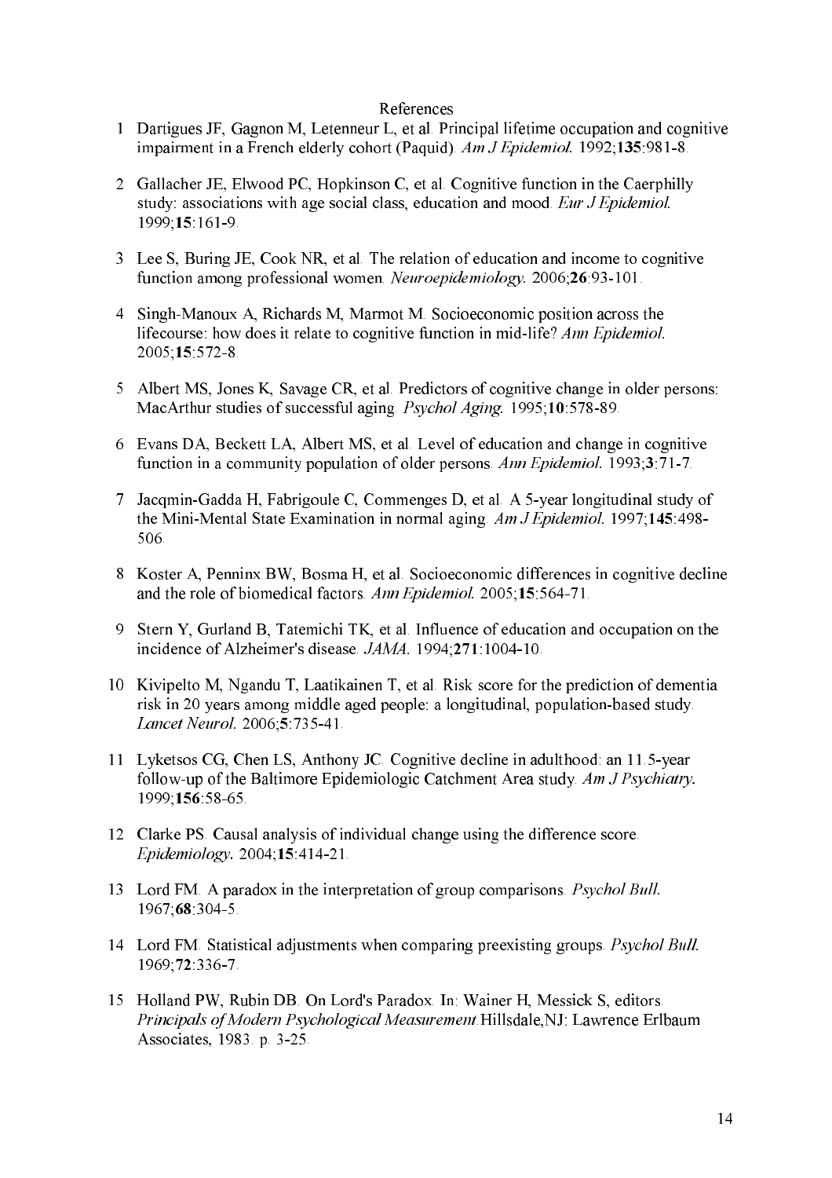# References

1. Dartigues JF, Gagnon M, Letenneur L, et al. Principal lifetime occupation and cognitive impairment in a French elderly cohort (Paquid). *Am J Epidemiol.* 1992;**135**:981-8.

2. Gallacher JE, Elwood PC, Hopkinson C, et al. Cognitive function in the Caerphilly study: associations with age social class, education and mood. *Eur J Epidemiol.* 1999;**15**:161-9.

3. Lee S, Buring JE, Cook NR, et al. The relation of education and income to cognitive function among professional women. *Neuroepidemiology.* 2006;**26**:93-101.

4. Singh-Manoux A, Richards M, Marmot M. Socioeconomic position across the lifecourse: how does it relate to cognitive function in mid-life? *Ann Epidemiol.* 2005;**15**:572-8.

5. Albert MS, Jones K, Savage CR, et al. Predictors of cognitive change in older persons: MacArthur studies of successful aging. *Psychol Aging.* 1995;**10**:578-89.

6. Evans DA, Beckett LA, Albert MS, et al. Level of education and change in cognitive function in a community population of older persons. *Ann Epidemiol.* 1993;**3**:71-7.

7. Jacqmin-Gadda H, Fabrigoule C, Commenges D, et al. A 5-year longitudinal study of the Mini-Mental State Examination in normal aging. *Am J Epidemiol.* 1997;**145**:498-506.

8. Koster A, Penninx BW, Bosma H, et al. Socioeconomic differences in cognitive decline and the role of biomedical factors. *Ann Epidemiol.* 2005;**15**:564-71.

9. Stern Y, Gurland B, Tatemichi TK, et al. Influence of education and occupation on the incidence of Alzheimer's disease. *JAMA.* 1994;**271**:1004-10.

10. Kivipelto M, Ngandu T, Laatikainen T, et al. Risk score for the prediction of dementia risk in 20 years among middle aged people: a longitudinal, population-based study. *Lancet Neurol.* 2006;**5**:735-41.

11. Lyketsos CG, Chen LS, Anthony JC. Cognitive decline in adulthood: an 11.5-year follow-up of the Baltimore Epidemiologic Catchment Area study. *Am J Psychiatry.* 1999;**156**:58-65.

12. Clarke PS. Causal analysis of individual change using the difference score. *Epidemiology.* 2004;**15**:414-21.

13. Lord FM. A paradox in the interpretation of group comparisons. *Psychol Bull.* 1967;**68**:304-5.

14. Lord FM. Statistical adjustments when comparing preexisting groups. *Psychol Bull.* 1969;**72**:336-7.

15. Holland PW, Rubin DB. On Lord's Paradox. In: Wainer H, Messick S, editors. *Principals of Modern Psychological Measurement.* Hillsdale,NJ: Lawrence Erlbaum Associates, 1983. p. 3-25.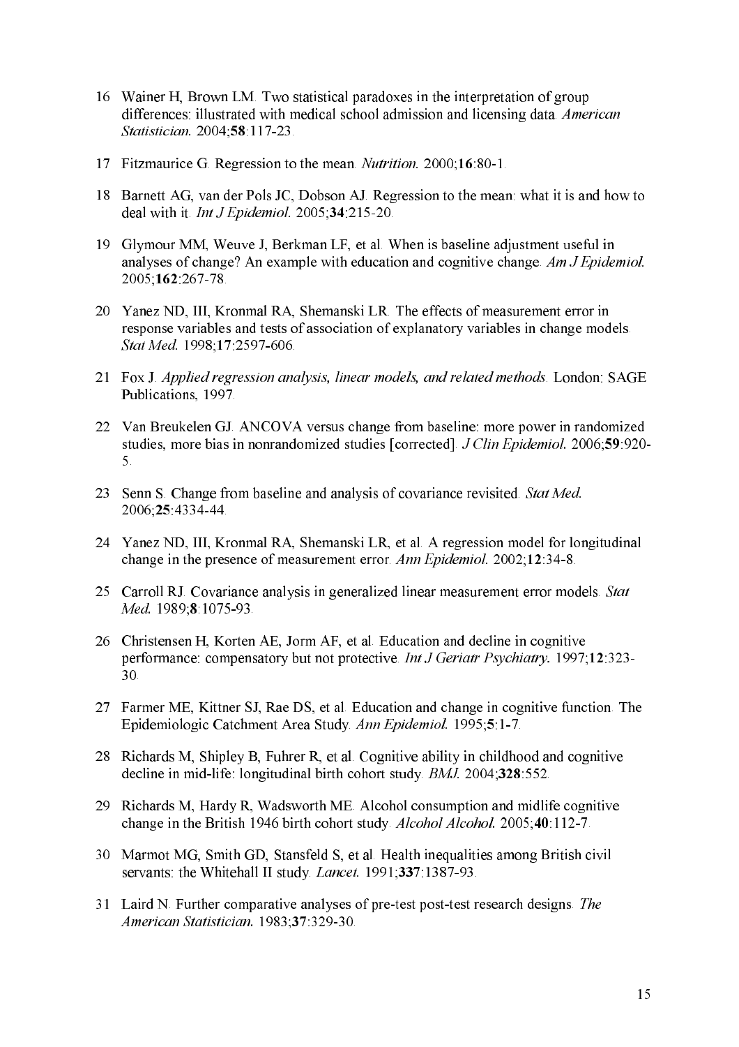16 Wainer H, Brown LM. Two statistical paradoxes in the interpretation of group differences: illustrated with medical school admission and licensing data. *American Statistician.* 2004;**58**:117-23.

17 Fitzmaurice G. Regression to the mean. *Nutrition.* 2000;**16**:80-1.

18 Barnett AG, van der Pols JC, Dobson AJ. Regression to the mean: what it is and how to deal with it. *Int J Epidemiol.* 2005;**34**:215-20.

19 Glymour MM, Weuve J, Berkman LF, et al. When is baseline adjustment useful in analyses of change? An example with education and cognitive change. *Am J Epidemiol.* 2005;**162**:267-78.

20 Yanez ND, III, Kronmal RA, Shemanski LR. The effects of measurement error in response variables and tests of association of explanatory variables in change models. *Stat Med.* 1998;**17**:2597-606.

21 Fox J. *Applied regression analysis, linear models, and related methods.* London: SAGE Publications, 1997.

22 Van Breukelen GJ. ANCOVA versus change from baseline: more power in randomized studies, more bias in nonrandomized studies [corrected]. *J Clin Epidemiol.* 2006;**59**:920-5.

23 Senn S. Change from baseline and analysis of covariance revisited. *Stat Med.* 2006;**25**:4334-44.

24 Yanez ND, III, Kronmal RA, Shemanski LR, et al. A regression model for longitudinal change in the presence of measurement error. *Ann Epidemiol.* 2002;**12**:34-8.

25 Carroll RJ. Covariance analysis in generalized linear measurement error models. *Stat Med.* 1989;**8**:1075-93.

26 Christensen H, Korten AE, Jorm AF, et al. Education and decline in cognitive performance: compensatory but not protective. *Int J Geriatr Psychiatry.* 1997;**12**:323-30.

27 Farmer ME, Kittner SJ, Rae DS, et al. Education and change in cognitive function. The Epidemiologic Catchment Area Study. *Ann Epidemiol.* 1995;**5**:1-7.

28 Richards M, Shipley B, Fuhrer R, et al. Cognitive ability in childhood and cognitive decline in mid-life: longitudinal birth cohort study. *BMJ.* 2004;**328**:552.

29 Richards M, Hardy R, Wadsworth ME. Alcohol consumption and midlife cognitive change in the British 1946 birth cohort study. *Alcohol Alcohol.* 2005;**40**:112-7.

30 Marmot MG, Smith GD, Stansfeld S, et al. Health inequalities among British civil servants: the Whitehall II study. *Lancet.* 1991;**337**:1387-93.

31 Laird N. Further comparative analyses of pre-test post-test research designs. *The American Statistician.* 1983;**37**:329-30.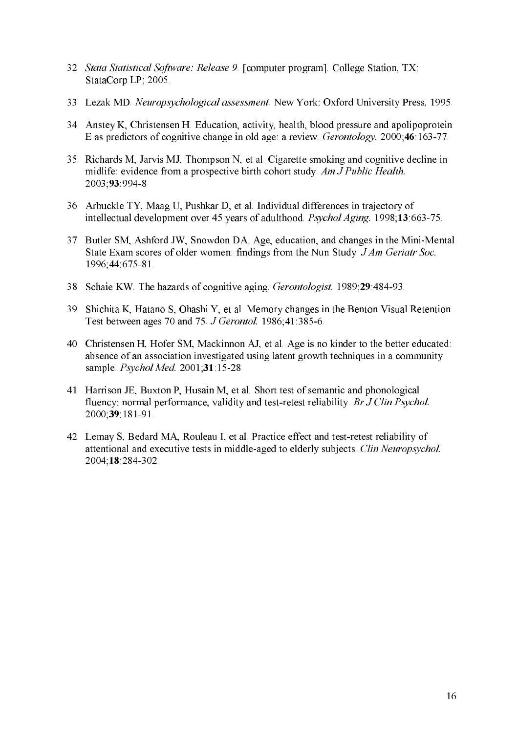32 *Stata Statistical Software: Release 9.* [computer program]. College Station, TX: StataCorp LP; 2005.

33 Lezak MD. *Neuropsychological assessment.* New York: Oxford University Press, 1995.

34 Anstey K, Christensen H. Education, activity, health, blood pressure and apolipoprotein E as predictors of cognitive change in old age: a review. *Gerontology.* 2000;**46**:163-77.

35 Richards M, Jarvis MJ, Thompson N, et al. Cigarette smoking and cognitive decline in midlife: evidence from a prospective birth cohort study. *Am J Public Health.* 2003;**93**:994-8.

36 Arbuckle TY, Maag U, Pushkar D, et al. Individual differences in trajectory of intellectual development over 45 years of adulthood. *Psychol Aging.* 1998;**13**:663-75.

37 Butler SM, Ashford JW, Snowdon DA. Age, education, and changes in the Mini-Mental State Exam scores of older women: findings from the Nun Study. *J Am Geriatr Soc.* 1996;**44**:675-81.

38 Schaie KW. The hazards of cognitive aging. *Gerontologist.* 1989;**29**:484-93.

39 Shichita K, Hatano S, Ohashi Y, et al. Memory changes in the Benton Visual Retention Test between ages 70 and 75. *J Gerontol.* 1986;**41**:385-6.

40 Christensen H, Hofer SM, Mackinnon AJ, et al. Age is no kinder to the better educated: absence of an association investigated using latent growth techniques in a community sample. *Psychol Med.* 2001;**31**:15-28.

41 Harrison JE, Buxton P, Husain M, et al. Short test of semantic and phonological fluency: normal performance, validity and test-retest reliability. *Br J Clin Psychol.* 2000;**39**:181-91.

42 Lemay S, Bedard MA, Rouleau I, et al. Practice effect and test-retest reliability of attentional and executive tests in middle-aged to elderly subjects. *Clin Neuropsychol.* 2004;**18**:284-302.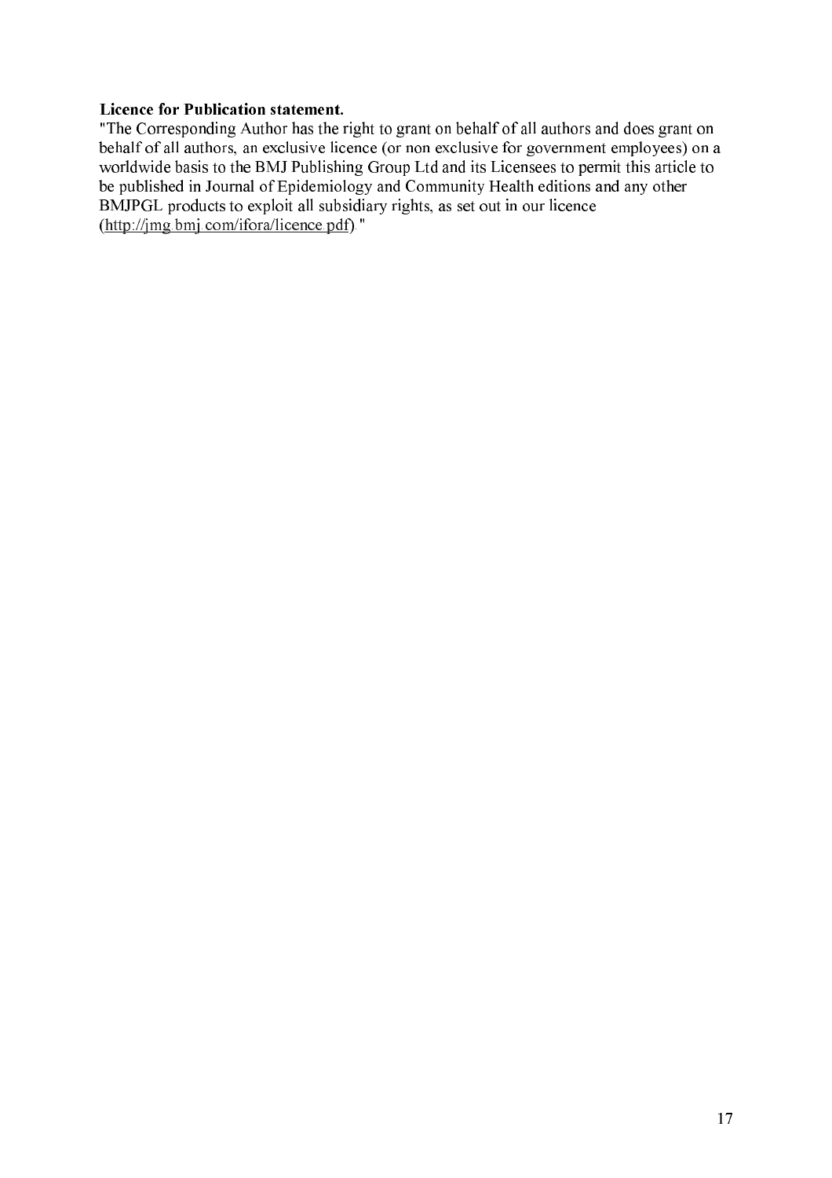**Licence for Publication statement.**

"The Corresponding Author has the right to grant on behalf of all authors and does grant on behalf of all authors, an exclusive licence (or non exclusive for government employees) on a worldwide basis to the BMJ Publishing Group Ltd and its Licensees to permit this article to be published in Journal of Epidemiology and Community Health editions and any other BMJPGL products to exploit all subsidiary rights, as set out in our licence (http://jmg.bmj.com/ifora/licence.pdf)."